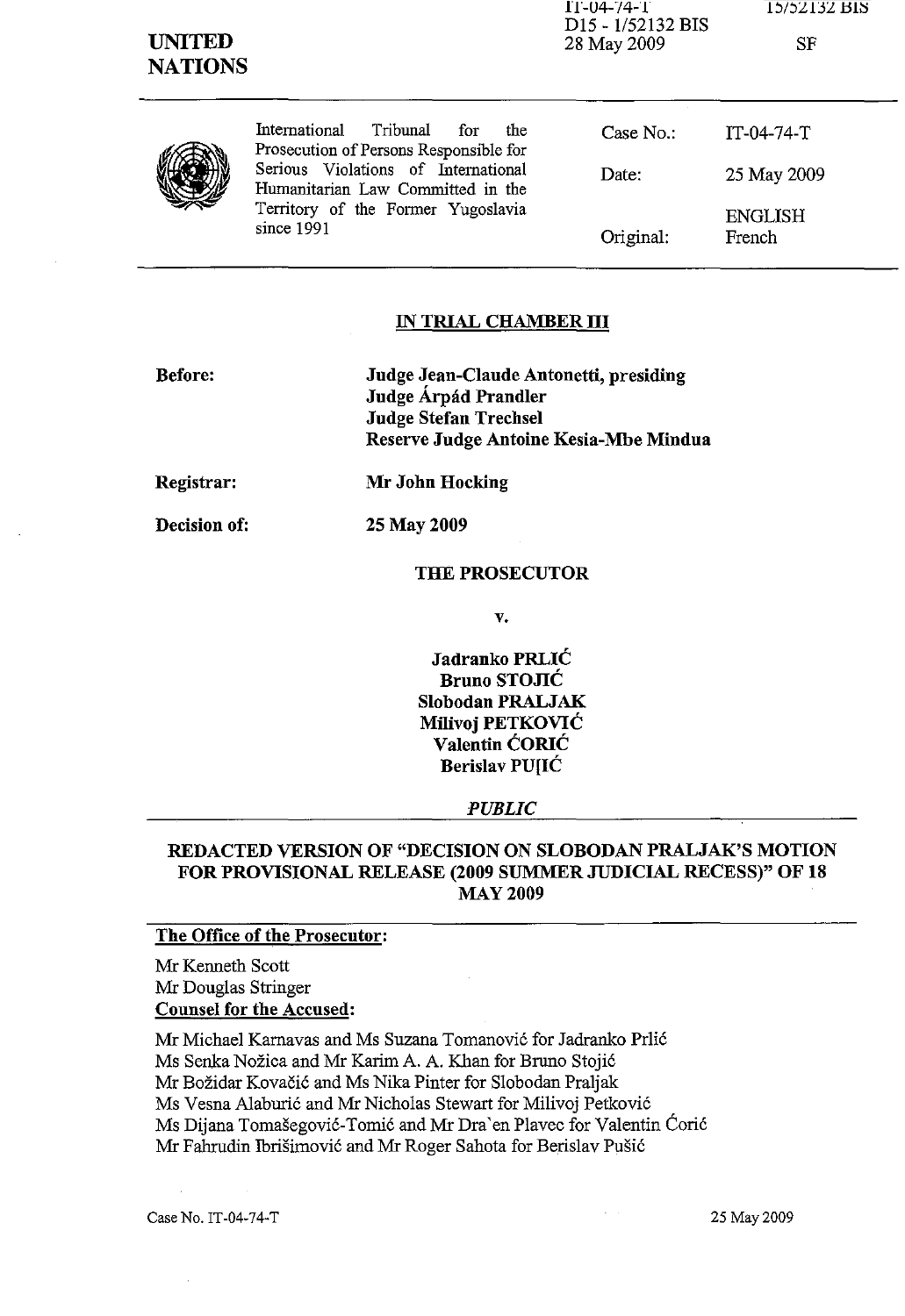IT-04-74-T
D15 - 1/52132 BIS
28 May 2009

15/52132 BIS

SF

**UNITED NATIONS**

International Tribunal for the Prosecution of Persons Responsible for Serious Violations of International Humanitarian Law Committed in the Territory of the Former Yugoslavia since 1991

| | |
|---|---|
| Case No.: | IT-04-74-T |
| Date: | 25 May 2009 |
| Original: | ENGLISH French |

## IN TRIAL CHAMBER III

**Before:** **Judge Jean-Claude Antonetti, presiding**
**Judge Árpád Prandler**
**Judge Stefan Trechsel**
**Reserve Judge Antoine Kesia-Mbe Mindua**

**Registrar:** **Mr John Hocking**

**Decision of:** **25 May 2009**

**THE PROSECUTOR**

**v.**

**Jadranko PRLIĆ**
**Bruno STOJIĆ**
**Slobodan PRALJAK**
**Milivoj PETKOVIĆ**
**Valentin ĆORIĆ**
**Berislav PU[IĆ**

*PUBLIC*

## REDACTED VERSION OF "DECISION ON SLOBODAN PRALJAK'S MOTION FOR PROVISIONAL RELEASE (2009 SUMMER JUDICIAL RECESS)" OF 18 MAY 2009

**The Office of the Prosecutor:**

Mr Kenneth Scott
Mr Douglas Stringer

**Counsel for the Accused:**

Mr Michael Karnavas and Ms Suzana Tomanović for Jadranko Prlić
Ms Senka Nožica and Mr Karim A. A. Khan for Bruno Stojić
Mr Božidar Kovačić and Ms Nika Pinter for Slobodan Praljak
Ms Vesna Alaburić and Mr Nicholas Stewart for Milivoj Petković
Ms Dijana Tomašegović-Tomić and Mr Dra`en Plavec for Valentin Ćorić
Mr Fahrudin Ibrišimović and Mr Roger Sahota for Berislav Pušić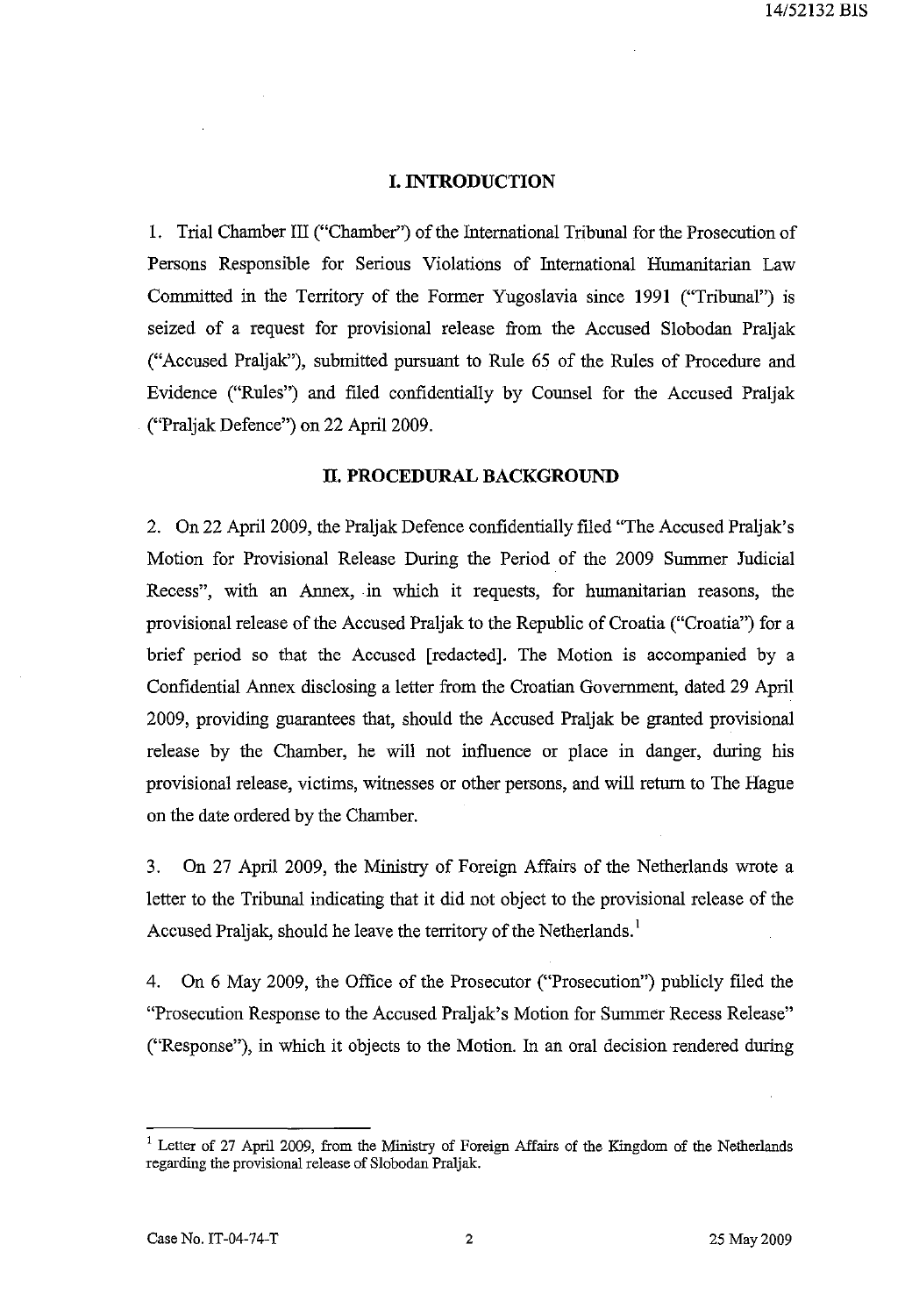## I. INTRODUCTION

1. Trial Chamber III ("Chamber") of the International Tribunal for the Prosecution of Persons Responsible for Serious Violations of International Humanitarian Law Committed in the Territory of the Former Yugoslavia since 1991 ("Tribunal") is seized of a request for provisional release from the Accused Slobodan Praljak ("Accused Praljak"), submitted pursuant to Rule 65 of the Rules of Procedure and Evidence ("Rules") and filed confidentially by Counsel for the Accused Praljak ("Praljak Defence") on 22 April 2009.

## II. PROCEDURAL BACKGROUND

2. On 22 April 2009, the Praljak Defence confidentially filed "The Accused Praljak's Motion for Provisional Release During the Period of the 2009 Summer Judicial Recess", with an Annex, in which it requests, for humanitarian reasons, the provisional release of the Accused Praljak to the Republic of Croatia ("Croatia") for a brief period so that the Accused [redacted]. The Motion is accompanied by a Confidential Annex disclosing a letter from the Croatian Government, dated 29 April 2009, providing guarantees that, should the Accused Praljak be granted provisional release by the Chamber, he will not influence or place in danger, during his provisional release, victims, witnesses or other persons, and will return to The Hague on the date ordered by the Chamber.

3. On 27 April 2009, the Ministry of Foreign Affairs of the Netherlands wrote a letter to the Tribunal indicating that it did not object to the provisional release of the Accused Praljak, should he leave the territory of the Netherlands.[1]

4. On 6 May 2009, the Office of the Prosecutor ("Prosecution") publicly filed the "Prosecution Response to the Accused Praljak's Motion for Summer Recess Release" ("Response"), in which it objects to the Motion. In an oral decision rendered during

[1] Letter of 27 April 2009, from the Ministry of Foreign Affairs of the Kingdom of the Netherlands regarding the provisional release of Slobodan Praljak.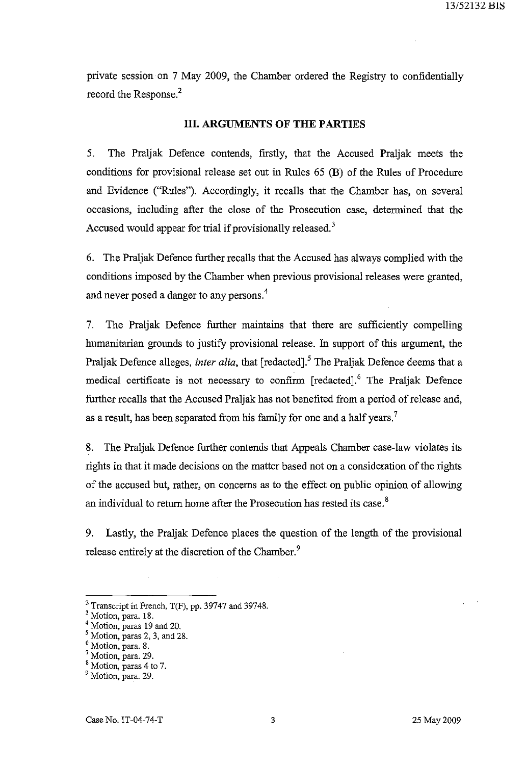private session on 7 May 2009, the Chamber ordered the Registry to confidentially record the Response.[2]

## III. ARGUMENTS OF THE PARTIES

5. The Praljak Defence contends, firstly, that the Accused Praljak meets the conditions for provisional release set out in Rules 65 (B) of the Rules of Procedure and Evidence ("Rules"). Accordingly, it recalls that the Chamber has, on several occasions, including after the close of the Prosecution case, determined that the Accused would appear for trial if provisionally released.[3]

6. The Praljak Defence further recalls that the Accused has always complied with the conditions imposed by the Chamber when previous provisional releases were granted, and never posed a danger to any persons.[4]

7. The Praljak Defence further maintains that there are sufficiently compelling humanitarian grounds to justify provisional release. In support of this argument, the Praljak Defence alleges, *inter alia*, that [redacted].[5] The Praljak Defence deems that a medical certificate is not necessary to confirm [redacted].[6] The Praljak Defence further recalls that the Accused Praljak has not benefited from a period of release and, as a result, has been separated from his family for one and a half years.[7]

8. The Praljak Defence further contends that Appeals Chamber case-law violates its rights in that it made decisions on the matter based not on a consideration of the rights of the accused but, rather, on concerns as to the effect on public opinion of allowing an individual to return home after the Prosecution has rested its case.[8]

9. Lastly, the Praljak Defence places the question of the length of the provisional release entirely at the discretion of the Chamber.[9]

---

[2] Transcript in French, T(F), pp. 39747 and 39748.
[3] Motion, para. 18.
[4] Motion, paras 19 and 20.
[5] Motion, paras 2, 3, and 28.
[6] Motion, para. 8.
[7] Motion, para. 29.
[8] Motion, paras 4 to 7.
[9] Motion, para. 29.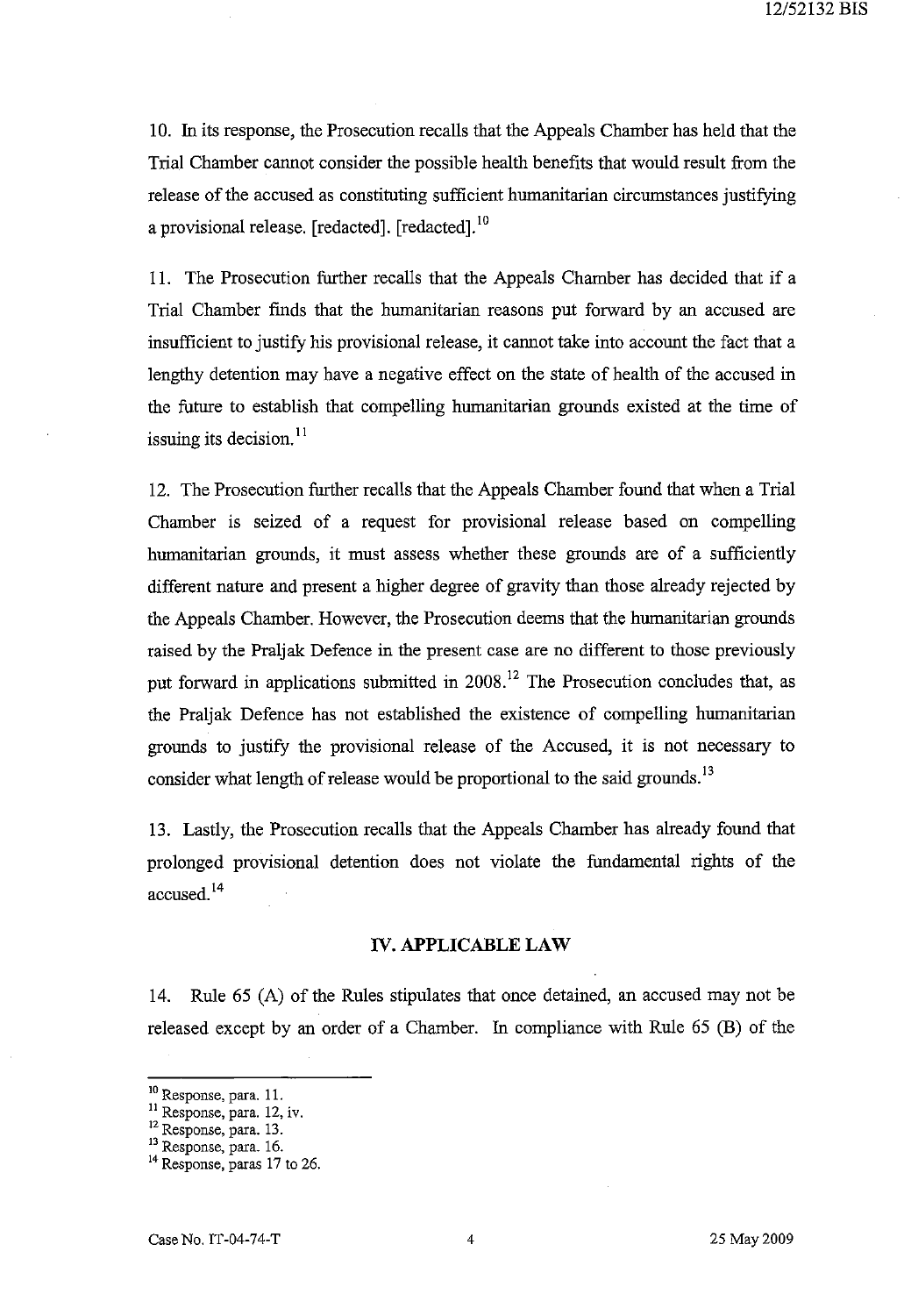10. In its response, the Prosecution recalls that the Appeals Chamber has held that the Trial Chamber cannot consider the possible health benefits that would result from the release of the accused as constituting sufficient humanitarian circumstances justifying a provisional release. [redacted]. [redacted].[10]

11. The Prosecution further recalls that the Appeals Chamber has decided that if a Trial Chamber finds that the humanitarian reasons put forward by an accused are insufficient to justify his provisional release, it cannot take into account the fact that a lengthy detention may have a negative effect on the state of health of the accused in the future to establish that compelling humanitarian grounds existed at the time of issuing its decision.[11]

12. The Prosecution further recalls that the Appeals Chamber found that when a Trial Chamber is seized of a request for provisional release based on compelling humanitarian grounds, it must assess whether these grounds are of a sufficiently different nature and present a higher degree of gravity than those already rejected by the Appeals Chamber. However, the Prosecution deems that the humanitarian grounds raised by the Praljak Defence in the present case are no different to those previously put forward in applications submitted in 2008.[12] The Prosecution concludes that, as the Praljak Defence has not established the existence of compelling humanitarian grounds to justify the provisional release of the Accused, it is not necessary to consider what length of release would be proportional to the said grounds.[13]

13. Lastly, the Prosecution recalls that the Appeals Chamber has already found that prolonged provisional detention does not violate the fundamental rights of the accused.[14]

## IV. APPLICABLE LAW

14. Rule 65 (A) of the Rules stipulates that once detained, an accused may not be released except by an order of a Chamber. In compliance with Rule 65 (B) of the

---

[10] Response, para. 11.
[11] Response, para. 12, iv.
[12] Response, para. 13.
[13] Response, para. 16.
[14] Response, paras 17 to 26.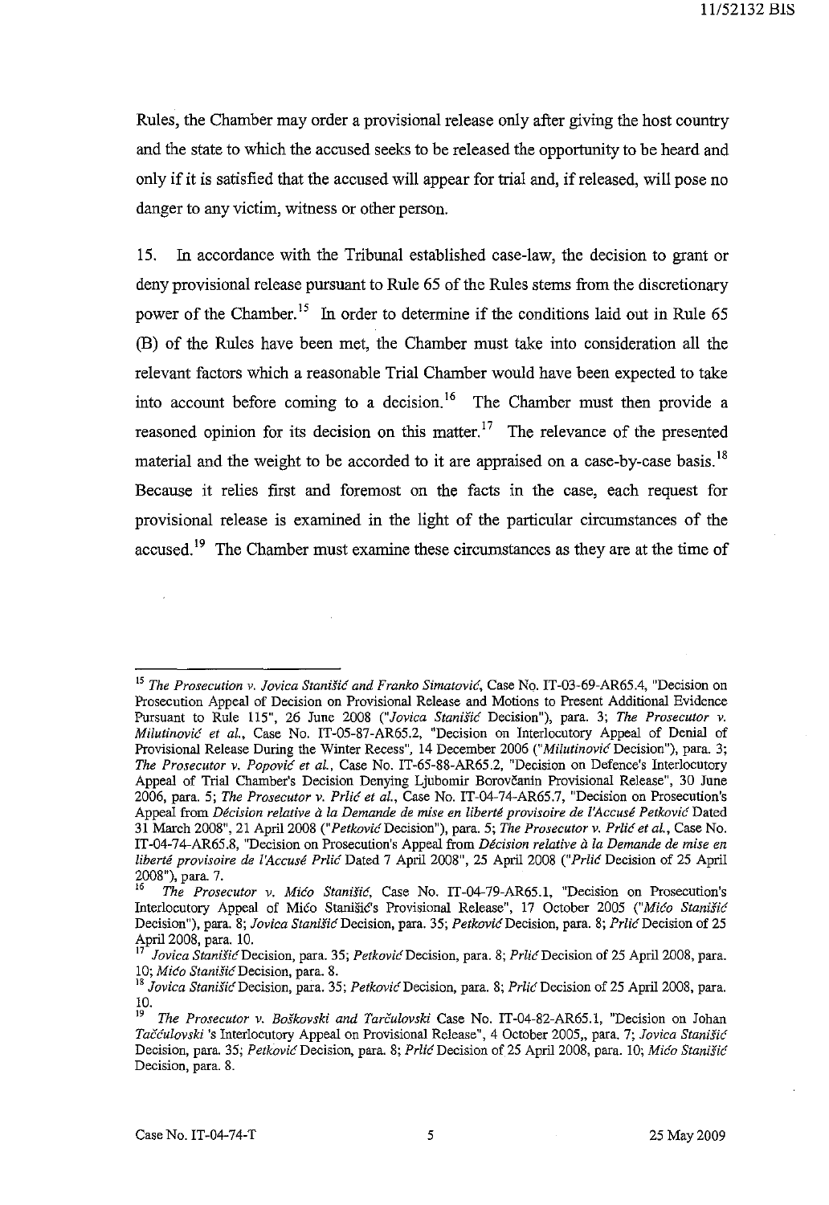Rules, the Chamber may order a provisional release only after giving the host country and the state to which the accused seeks to be released the opportunity to be heard and only if it is satisfied that the accused will appear for trial and, if released, will pose no danger to any victim, witness or other person.

15. In accordance with the Tribunal established case-law, the decision to grant or deny provisional release pursuant to Rule 65 of the Rules stems from the discretionary power of the Chamber.[15] In order to determine if the conditions laid out in Rule 65 (B) of the Rules have been met, the Chamber must take into consideration all the relevant factors which a reasonable Trial Chamber would have been expected to take into account before coming to a decision.[16] The Chamber must then provide a reasoned opinion for its decision on this matter.[17] The relevance of the presented material and the weight to be accorded to it are appraised on a case-by-case basis.[18] Because it relies first and foremost on the facts in the case, each request for provisional release is examined in the light of the particular circumstances of the accused.[19] The Chamber must examine these circumstances as they are at the time of

---

[15] *The Prosecution v. Jovica Stanišić and Franko Simatović*, Case No. IT-03-69-AR65.4, "Decision on Prosecution Appeal of Decision on Provisional Release and Motions to Present Additional Evidence Pursuant to Rule 115", 26 June 2008 ("*Jovica Stanišić* Decision"), para. 3; *The Prosecutor v. Milutinović et al.*, Case No. IT-05-87-AR65.2, "Decision on Interlocutory Appeal of Denial of Provisional Release During the Winter Recess", 14 December 2006 ("*Milutinović* Decision"), para. 3; *The Prosecutor v. Popović et al.*, Case No. IT-65-88-AR65.2, "Decision on Defence's Interlocutory Appeal of Trial Chamber's Decision Denying Ljubomir Borovčanin Provisional Release", 30 June 2006, para. 5; *The Prosecutor v. Prlić et al.*, Case No. IT-04-74-AR65.7, "Decision on Prosecution's Appeal from *Décision relative à la Demande de mise en liberté provisoire de l'Accusé Petković* Dated 31 March 2008", 21 April 2008 ("*Petković* Decision"), para. 5; *The Prosecutor v. Prlić et al.*, Case No. IT-04-74-AR65.8, "Decision on Prosecution's Appeal from *Décision relative à la Demande de mise en liberté provisoire de l'Accusé Prlić* Dated 7 April 2008", 25 April 2008 ("*Prlić* Decision of 25 April 2008"), para. 7.

[16] *The Prosecutor v. Mićo Stanišić*, Case No. IT-04-79-AR65.1, "Decision on Prosecution's Interlocutory Appeal of Mićo Stanišić's Provisional Release", 17 October 2005 ("*Mićo Stanišić* Decision"), para. 8; *Jovica Stanišić* Decision, para. 35; *Petković* Decision, para. 8; *Prlić* Decision of 25 April 2008, para. 10.

[17] *Jovica Stanišić* Decision, para. 35; *Petković* Decision, para. 8; *Prlić* Decision of 25 April 2008, para. 10; *Mićo Stanišić* Decision, para. 8.

[18] *Jovica Stanišić* Decision, para. 35; *Petković* Decision, para. 8; *Prlić* Decision of 25 April 2008, para. 10.

[19] *The Prosecutor v. Boškovski and Tarčulovski* Case No. IT-04-82-AR65.1, "Decision on Johan *Taččulovski* 's Interlocutory Appeal on Provisional Release", 4 October 2005,, para. 7; *Jovica Stanišić* Decision, para. 35; *Petković* Decision, para. 8; *Prlić* Decision of 25 April 2008, para. 10; *Mićo Stanišić* Decision, para. 8.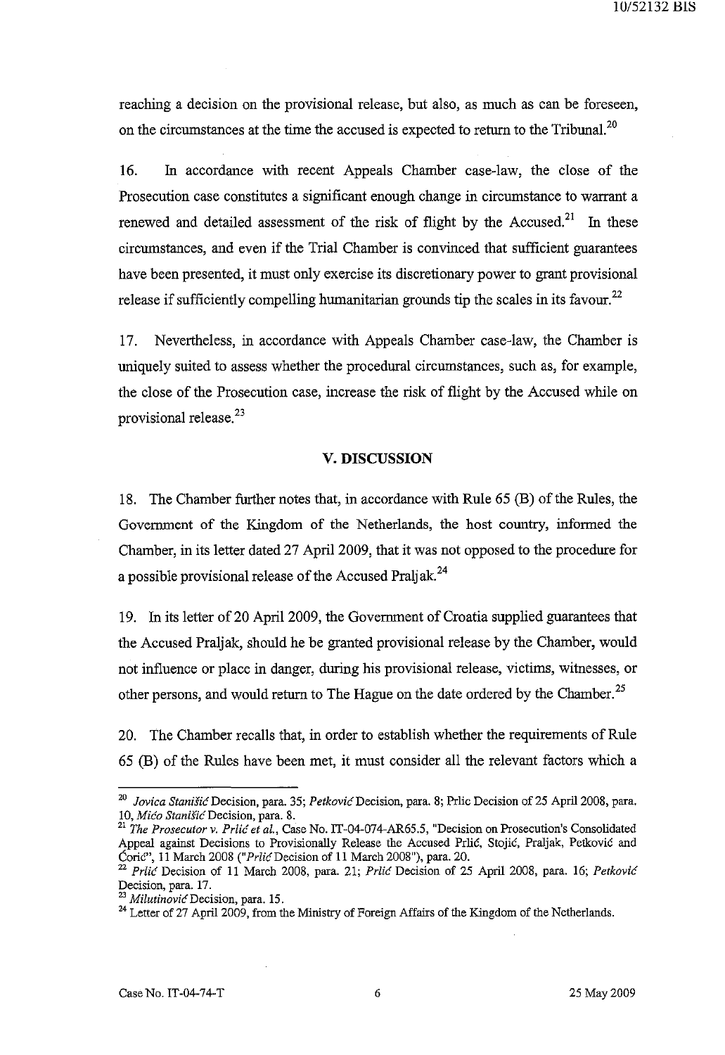reaching a decision on the provisional release, but also, as much as can be foreseen, on the circumstances at the time the accused is expected to return to the Tribunal.[20]

16. In accordance with recent Appeals Chamber case-law, the close of the Prosecution case constitutes a significant enough change in circumstance to warrant a renewed and detailed assessment of the risk of flight by the Accused.[21] In these circumstances, and even if the Trial Chamber is convinced that sufficient guarantees have been presented, it must only exercise its discretionary power to grant provisional release if sufficiently compelling humanitarian grounds tip the scales in its favour.[22]

17. Nevertheless, in accordance with Appeals Chamber case-law, the Chamber is uniquely suited to assess whether the procedural circumstances, such as, for example, the close of the Prosecution case, increase the risk of flight by the Accused while on provisional release.[23]

## V. DISCUSSION

18. The Chamber further notes that, in accordance with Rule 65 (B) of the Rules, the Government of the Kingdom of the Netherlands, the host country, informed the Chamber, in its letter dated 27 April 2009, that it was not opposed to the procedure for a possible provisional release of the Accused Praljak.[24]

19. In its letter of 20 April 2009, the Government of Croatia supplied guarantees that the Accused Praljak, should he be granted provisional release by the Chamber, would not influence or place in danger, during his provisional release, victims, witnesses, or other persons, and would return to The Hague on the date ordered by the Chamber.[25]

20. The Chamber recalls that, in order to establish whether the requirements of Rule 65 (B) of the Rules have been met, it must consider all the relevant factors which a

---

[20] *Jovica Stanišić* Decision, para. 35; *Petković* Decision, para. 8; Prlic Decision of 25 April 2008, para. 10, *Mićo Stanišić* Decision, para. 8.

[21] *The Prosecutor v. Prlić et al.*, Case No. IT-04-074-AR65.5, "Decision on Prosecution's Consolidated Appeal against Decisions to Provisionally Release the Accused Prlić, Stojić, Praljak, Petković and Ćorić", 11 March 2008 ("*Prlić* Decision of 11 March 2008"), para. 20.

[22] *Prlić* Decision of 11 March 2008, para. 21; *Prlić* Decision of 25 April 2008, para. 16; *Petković* Decision, para. 17.

[23] *Milutinović* Decision, para. 15.

[24] Letter of 27 April 2009, from the Ministry of Foreign Affairs of the Kingdom of the Netherlands.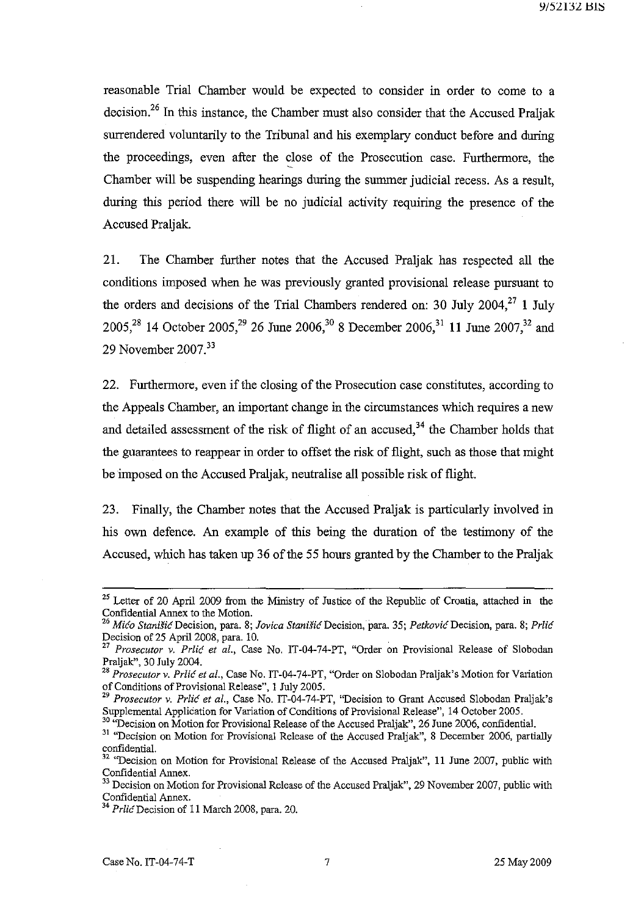reasonable Trial Chamber would be expected to consider in order to come to a decision.[26] In this instance, the Chamber must also consider that the Accused Praljak surrendered voluntarily to the Tribunal and his exemplary conduct before and during the proceedings, even after the close of the Prosecution case. Furthermore, the Chamber will be suspending hearings during the summer judicial recess. As a result, during this period there will be no judicial activity requiring the presence of the Accused Praljak.

21. The Chamber further notes that the Accused Praljak has respected all the conditions imposed when he was previously granted provisional release pursuant to the orders and decisions of the Trial Chambers rendered on: 30 July 2004,[27] 1 July 2005,[28] 14 October 2005,[29] 26 June 2006,[30] 8 December 2006,[31] 11 June 2007,[32] and 29 November 2007.[33]

22. Furthermore, even if the closing of the Prosecution case constitutes, according to the Appeals Chamber, an important change in the circumstances which requires a new and detailed assessment of the risk of flight of an accused,[34] the Chamber holds that the guarantees to reappear in order to offset the risk of flight, such as those that might be imposed on the Accused Praljak, neutralise all possible risk of flight.

23. Finally, the Chamber notes that the Accused Praljak is particularly involved in his own defence. An example of this being the duration of the testimony of the Accused, which has taken up 36 of the 55 hours granted by the Chamber to the Praljak

---

[25] Letter of 20 April 2009 from the Ministry of Justice of the Republic of Croatia, attached in the Confidential Annex to the Motion.

[26] *Mićo Stanišić* Decision, para. 8; *Jovica Stanišić* Decision, para. 35; *Petković* Decision, para. 8; *Prlić* Decision of 25 April 2008, para. 10.

[27] *Prosecutor v. Prlić et al.*, Case No. IT-04-74-PT, "Order on Provisional Release of Slobodan Praljak", 30 July 2004.

[28] *Prosecutor v. Prlić et al.*, Case No. IT-04-74-PT, "Order on Slobodan Praljak's Motion for Variation of Conditions of Provisional Release", 1 July 2005.

[29] *Prosecutor v. Prlić et al.*, Case No. IT-04-74-PT, "Decision to Grant Accused Slobodan Praljak's Supplemental Application for Variation of Conditions of Provisional Release", 14 October 2005.

[30] "Decision on Motion for Provisional Release of the Accused Praljak", 26 June 2006, confidential.

[31] "Decision on Motion for Provisional Release of the Accused Praljak", 8 December 2006, partially confidential.

[32] "Decision on Motion for Provisional Release of the Accused Praljak", 11 June 2007, public with Confidential Annex.

[33] Decision on Motion for Provisional Release of the Accused Praljak", 29 November 2007, public with Confidential Annex.

[34] *Prlić* Decision of 11 March 2008, para. 20.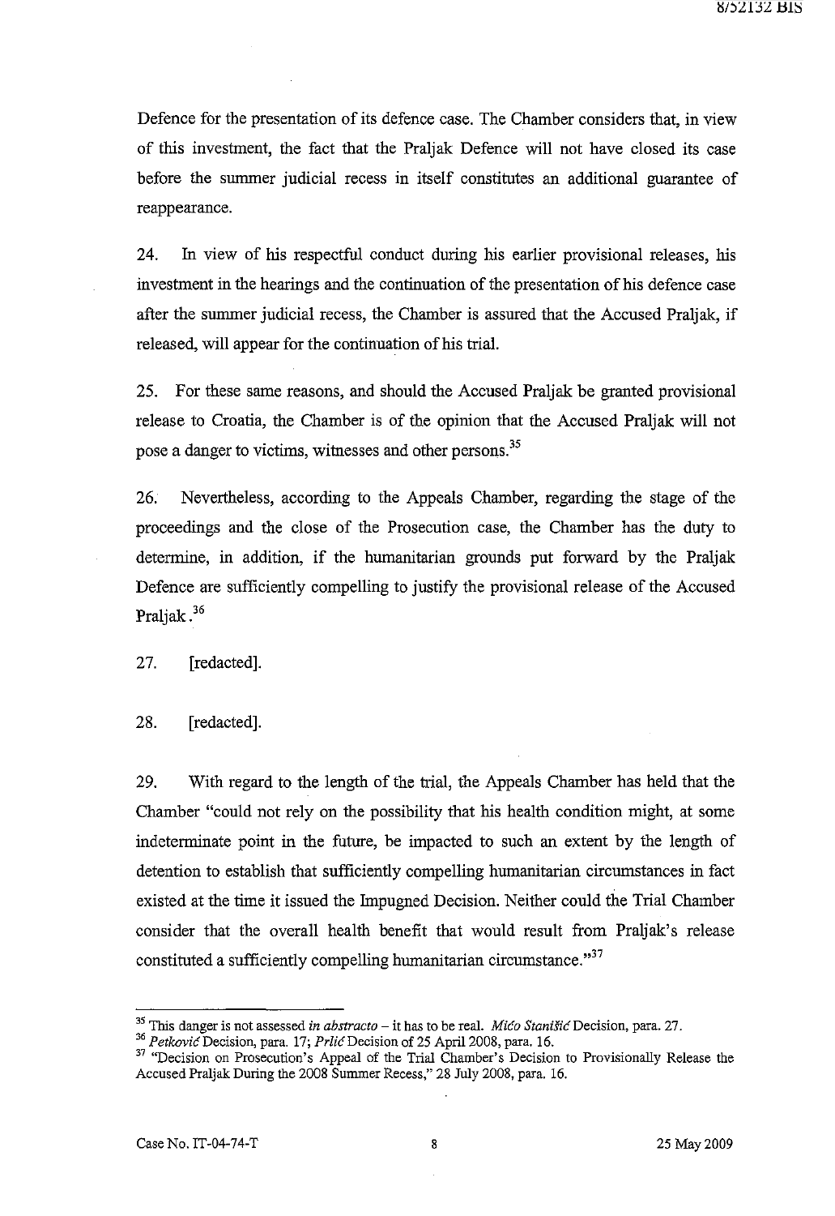Defence for the presentation of its defence case. The Chamber considers that, in view of this investment, the fact that the Praljak Defence will not have closed its case before the summer judicial recess in itself constitutes an additional guarantee of reappearance.

24. In view of his respectful conduct during his earlier provisional releases, his investment in the hearings and the continuation of the presentation of his defence case after the summer judicial recess, the Chamber is assured that the Accused Praljak, if released, will appear for the continuation of his trial.

25. For these same reasons, and should the Accused Praljak be granted provisional release to Croatia, the Chamber is of the opinion that the Accused Praljak will not pose a danger to victims, witnesses and other persons.[35]

26. Nevertheless, according to the Appeals Chamber, regarding the stage of the proceedings and the close of the Prosecution case, the Chamber has the duty to determine, in addition, if the humanitarian grounds put forward by the Praljak Defence are sufficiently compelling to justify the provisional release of the Accused Praljak.[36]

27. [redacted].

28. [redacted].

29. With regard to the length of the trial, the Appeals Chamber has held that the Chamber "could not rely on the possibility that his health condition might, at some indeterminate point in the future, be impacted to such an extent by the length of detention to establish that sufficiently compelling humanitarian circumstances in fact existed at the time it issued the Impugned Decision. Neither could the Trial Chamber consider that the overall health benefit that would result from Praljak's release constituted a sufficiently compelling humanitarian circumstance."[37]

---

[35] This danger is not assessed *in abstracto* – it has to be real. *Mićo Stanišić* Decision, para. 27.

[36] *Petković* Decision, para. 17; *Prlić* Decision of 25 April 2008, para. 16.

[37] "Decision on Prosecution's Appeal of the Trial Chamber's Decision to Provisionally Release the Accused Praljak During the 2008 Summer Recess," 28 July 2008, para. 16.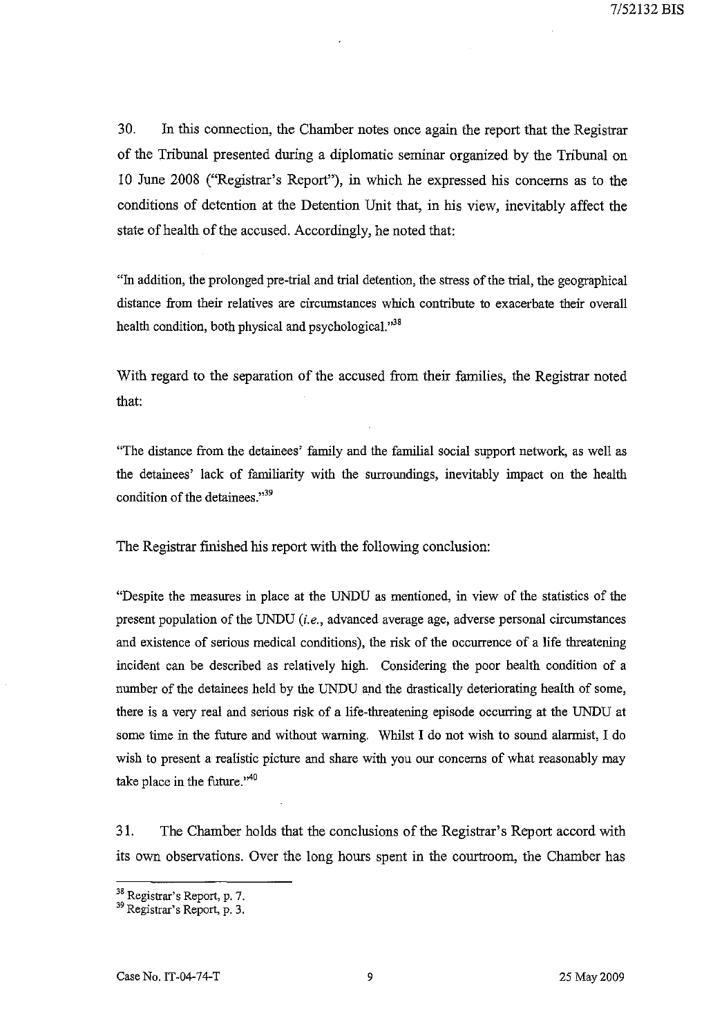30. In this connection, the Chamber notes once again the report that the Registrar of the Tribunal presented during a diplomatic seminar organized by the Tribunal on 10 June 2008 ("Registrar's Report"), in which he expressed his concerns as to the conditions of detention at the Detention Unit that, in his view, inevitably affect the state of health of the accused. Accordingly, he noted that:

"In addition, the prolonged pre-trial and trial detention, the stress of the trial, the geographical distance from their relatives are circumstances which contribute to exacerbate their overall health condition, both physical and psychological."[38]

With regard to the separation of the accused from their families, the Registrar noted that:

"The distance from the detainees' family and the familial social support network, as well as the detainees' lack of familiarity with the surroundings, inevitably impact on the health condition of the detainees."[39]

The Registrar finished his report with the following conclusion:

"Despite the measures in place at the UNDU as mentioned, in view of the statistics of the present population of the UNDU (*i.e.*, advanced average age, adverse personal circumstances and existence of serious medical conditions), the risk of the occurrence of a life threatening incident can be described as relatively high. Considering the poor health condition of a number of the detainees held by the UNDU and the drastically deteriorating health of some, there is a very real and serious risk of a life-threatening episode occurring at the UNDU at some time in the future and without warning. Whilst I do not wish to sound alarmist, I do wish to present a realistic picture and share with you our concerns of what reasonably may take place in the future."[40]

31. The Chamber holds that the conclusions of the Registrar's Report accord with its own observations. Over the long hours spent in the courtroom, the Chamber has

---

[38] Registrar's Report, p. 7.

[39] Registrar's Report, p. 3.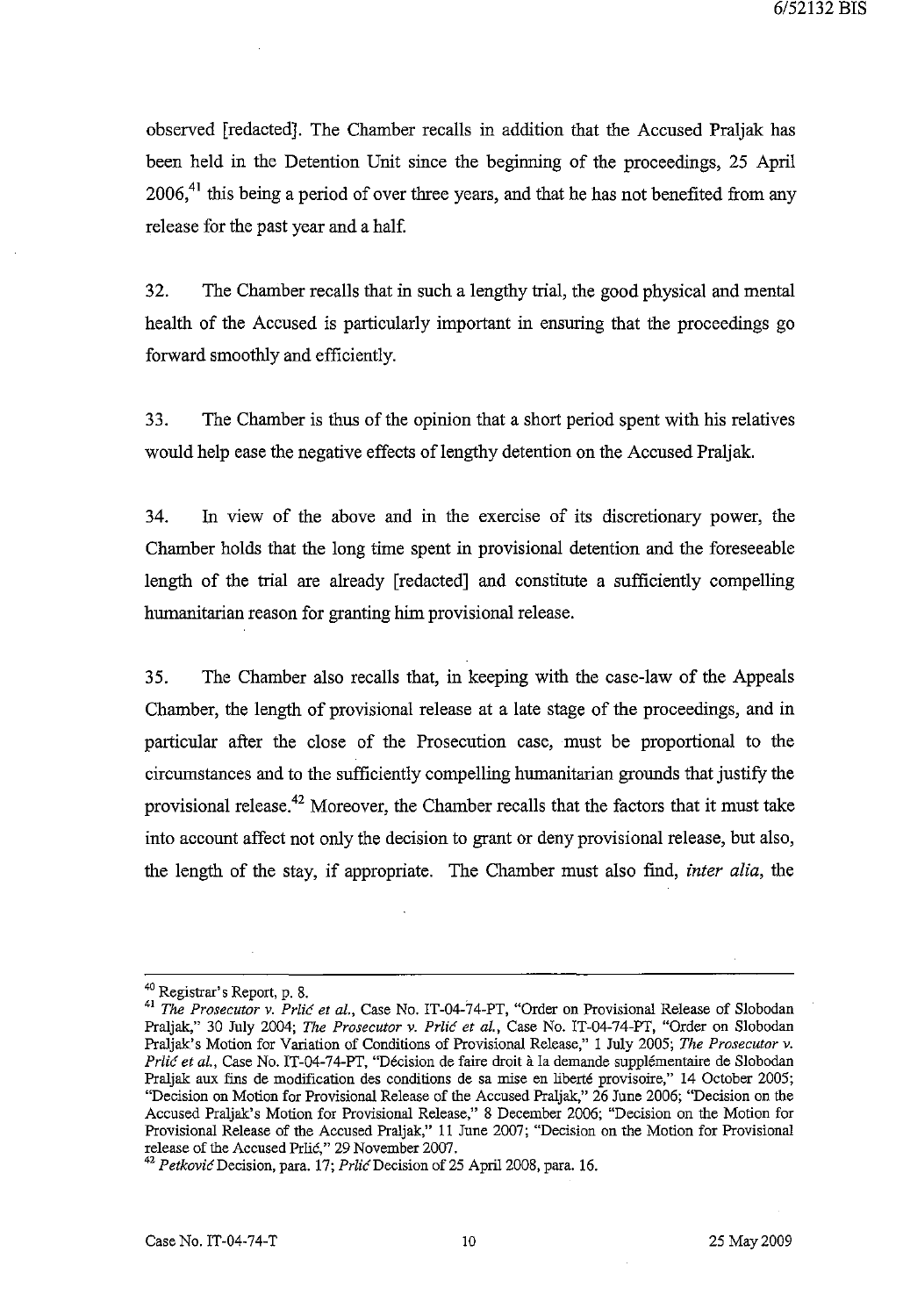observed [redacted]. The Chamber recalls in addition that the Accused Praljak has been held in the Detention Unit since the beginning of the proceedings, 25 April 2006,[41] this being a period of over three years, and that he has not benefited from any release for the past year and a half.

32. The Chamber recalls that in such a lengthy trial, the good physical and mental health of the Accused is particularly important in ensuring that the proceedings go forward smoothly and efficiently.

33. The Chamber is thus of the opinion that a short period spent with his relatives would help ease the negative effects of lengthy detention on the Accused Praljak.

34. In view of the above and in the exercise of its discretionary power, the Chamber holds that the long time spent in provisional detention and the foreseeable length of the trial are already [redacted] and constitute a sufficiently compelling humanitarian reason for granting him provisional release.

35. The Chamber also recalls that, in keeping with the case-law of the Appeals Chamber, the length of provisional release at a late stage of the proceedings, and in particular after the close of the Prosecution case, must be proportional to the circumstances and to the sufficiently compelling humanitarian grounds that justify the provisional release.[42] Moreover, the Chamber recalls that the factors that it must take into account affect not only the decision to grant or deny provisional release, but also, the length of the stay, if appropriate. The Chamber must also find, *inter alia*, the

---

[40] Registrar's Report, p. 8.

[41] *The Prosecutor v. Prlić et al.*, Case No. IT-04-74-PT, "Order on Provisional Release of Slobodan Praljak," 30 July 2004; *The Prosecutor v. Prlić et al.*, Case No. IT-04-74-PT, "Order on Slobodan Praljak's Motion for Variation of Conditions of Provisional Release," 1 July 2005; *The Prosecutor v. Prlić et al.*, Case No. IT-04-74-PT, "Décision de faire droit à la demande supplémentaire de Slobodan Praljak aux fins de modification des conditions de sa mise en liberté provisoire," 14 October 2005; "Decision on Motion for Provisional Release of the Accused Praljak," 26 June 2006; "Decision on the Accused Praljak's Motion for Provisional Release," 8 December 2006; "Decision on the Motion for Provisional Release of the Accused Praljak," 11 June 2007; "Decision on the Motion for Provisional release of the Accused Prlić," 29 November 2007.

[42] *Petković* Decision, para. 17; *Prlić* Decision of 25 April 2008, para. 16.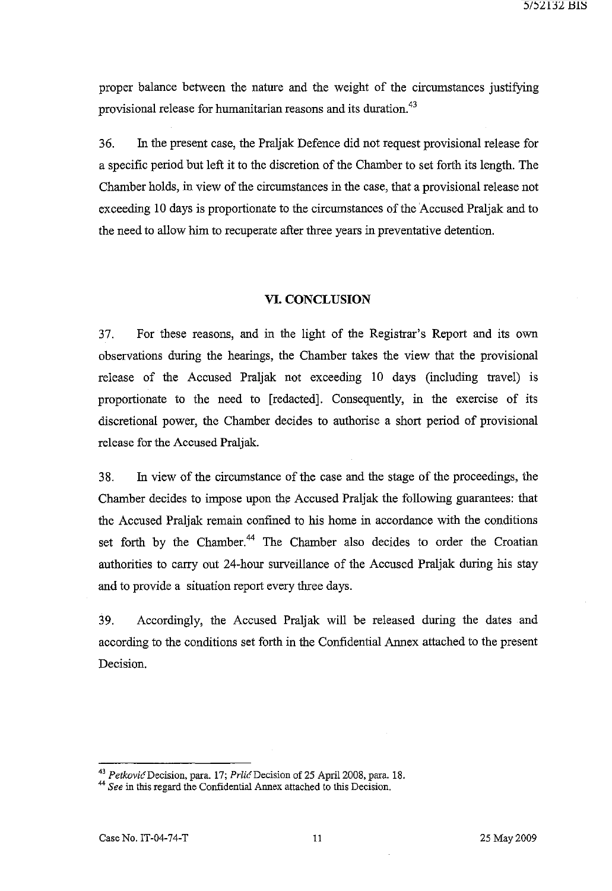proper balance between the nature and the weight of the circumstances justifying provisional release for humanitarian reasons and its duration.[43]

36. In the present case, the Praljak Defence did not request provisional release for a specific period but left it to the discretion of the Chamber to set forth its length. The Chamber holds, in view of the circumstances in the case, that a provisional release not exceeding 10 days is proportionate to the circumstances of the Accused Praljak and to the need to allow him to recuperate after three years in preventative detention.

## VI. CONCLUSION

37. For these reasons, and in the light of the Registrar's Report and its own observations during the hearings, the Chamber takes the view that the provisional release of the Accused Praljak not exceeding 10 days (including travel) is proportionate to the need to [redacted]. Consequently, in the exercise of its discretional power, the Chamber decides to authorise a short period of provisional release for the Accused Praljak.

38. In view of the circumstance of the case and the stage of the proceedings, the Chamber decides to impose upon the Accused Praljak the following guarantees: that the Accused Praljak remain confined to his home in accordance with the conditions set forth by the Chamber.[44] The Chamber also decides to order the Croatian authorities to carry out 24-hour surveillance of the Accused Praljak during his stay and to provide a situation report every three days.

39. Accordingly, the Accused Praljak will be released during the dates and according to the conditions set forth in the Confidential Annex attached to the present Decision.

---

[43] *Petković* Decision, para. 17; *Prlić* Decision of 25 April 2008, para. 18.

[44] *See* in this regard the Confidential Annex attached to this Decision.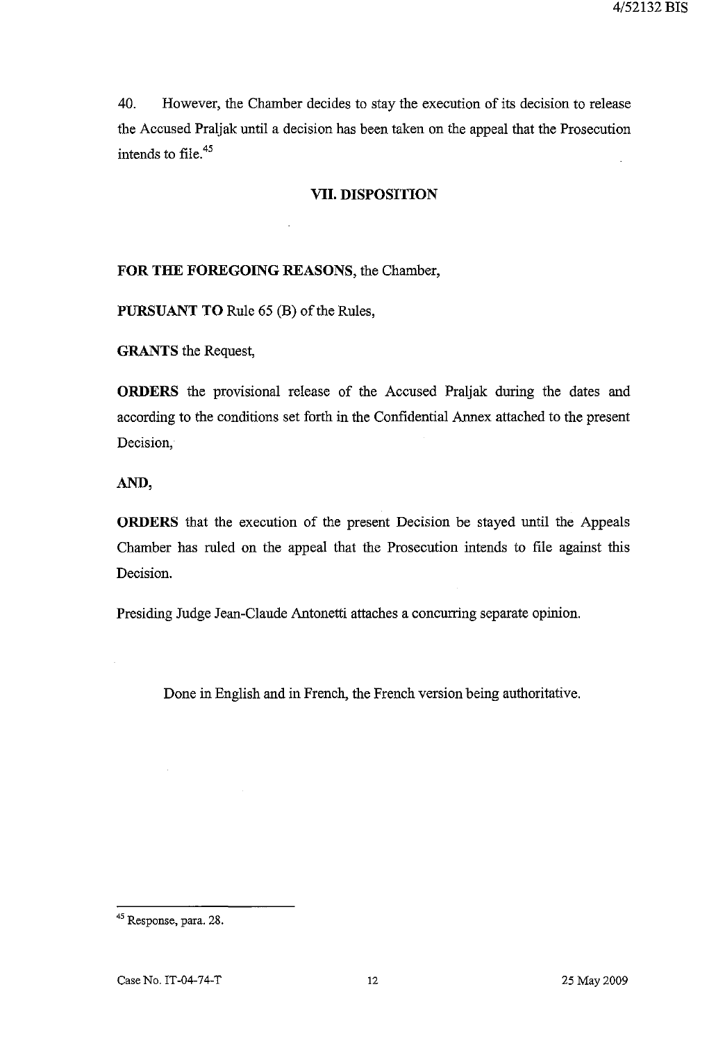40. However, the Chamber decides to stay the execution of its decision to release the Accused Praljak until a decision has been taken on the appeal that the Prosecution intends to file.[45]

## VII. DISPOSITION

**FOR THE FOREGOING REASONS**, the Chamber,

**PURSUANT TO** Rule 65 (B) of the Rules,

**GRANTS** the Request,

**ORDERS** the provisional release of the Accused Praljak during the dates and according to the conditions set forth in the Confidential Annex attached to the present Decision,

**AND**,

**ORDERS** that the execution of the present Decision be stayed until the Appeals Chamber has ruled on the appeal that the Prosecution intends to file against this Decision.

Presiding Judge Jean-Claude Antonetti attaches a concurring separate opinion.

Done in English and in French, the French version being authoritative.

---

[45] Response, para. 28.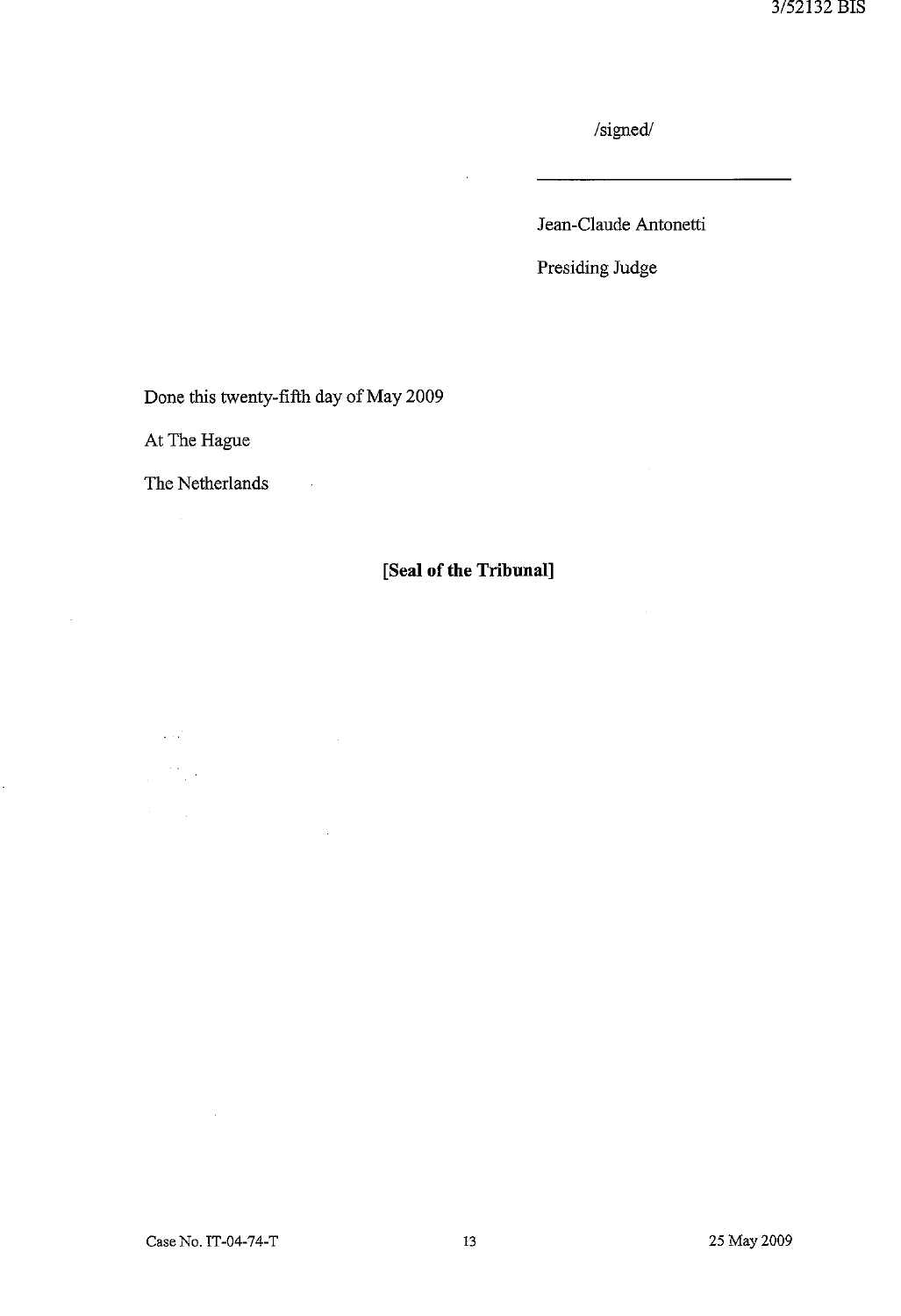/signed/

Jean-Claude Antonetti

Presiding Judge

Done this twenty-fifth day of May 2009

At The Hague

The Netherlands

**[Seal of the Tribunal]**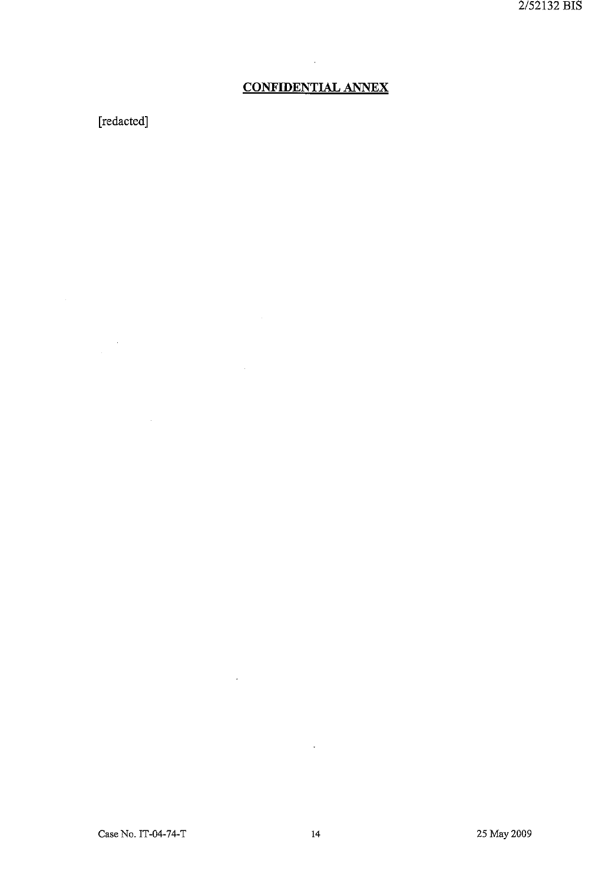## CONFIDENTIAL ANNEX

[redacted]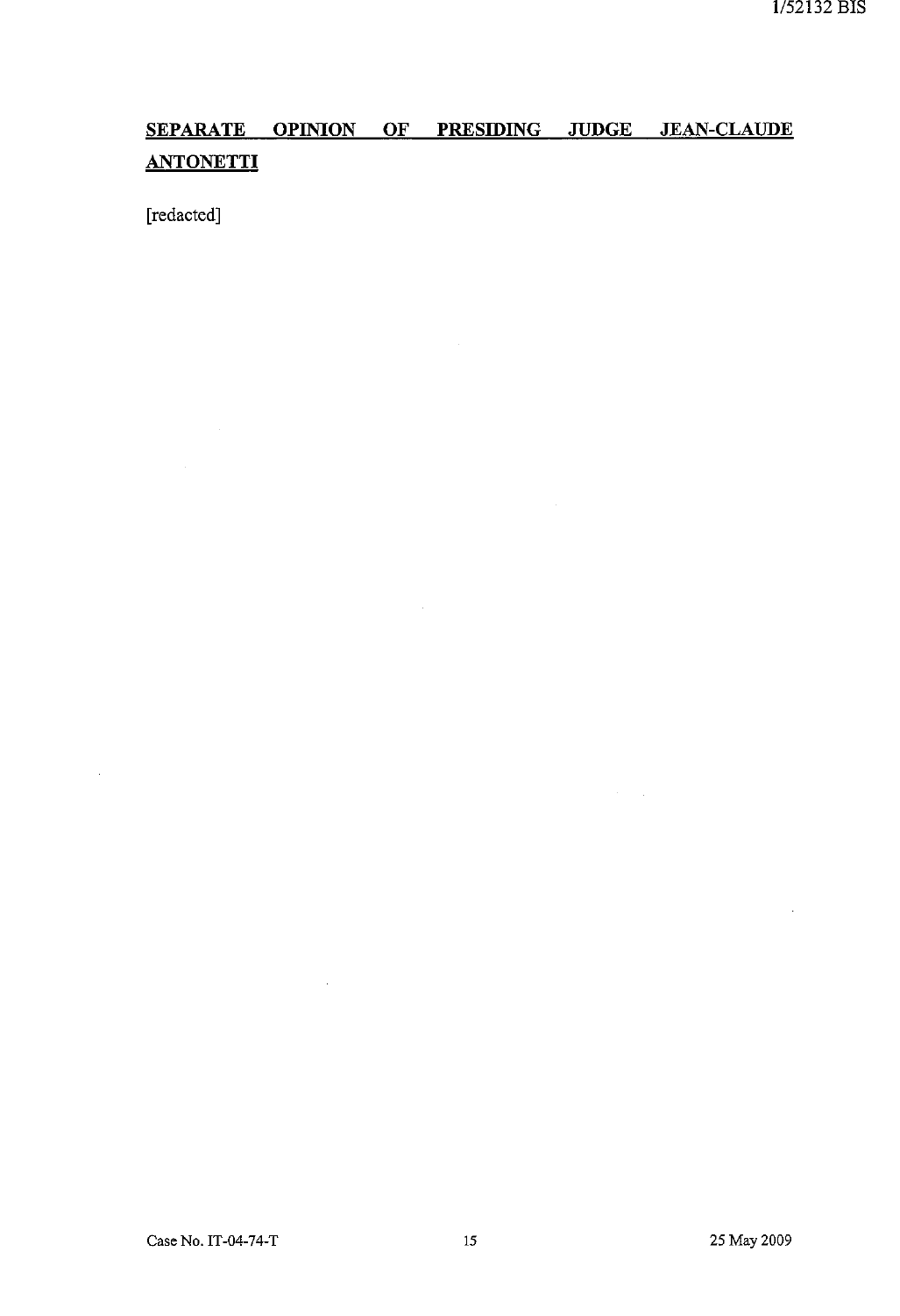## SEPARATE OPINION OF PRESIDING JUDGE JEAN-CLAUDE ANTONETTI

[redacted]